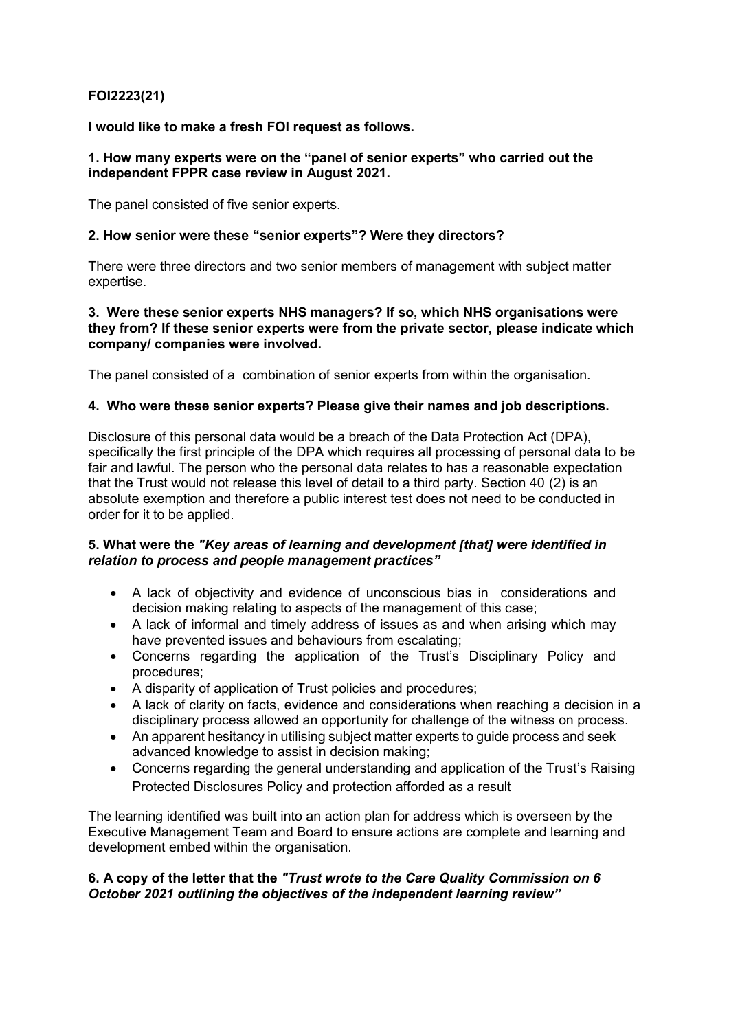**FOI2223(21)**

**I would like to make a fresh FOI request as follows.**

**1. How many experts were on the "panel of senior experts" who carried out the independent FPPR case review in August 2021.**

The panel consisted of five senior experts.

**2. How senior were these "senior experts"? Were they directors?**

There were three directors and two senior members of management with subject matter expertise.

**3. Were these senior experts NHS managers? If so, which NHS organisations were they from? If these senior experts were from the private sector, please indicate which company/ companies were involved.**

The panel consisted of a combination of senior experts from within the organisation.

**4. Who were these senior experts? Please give their names and job descriptions.**

Disclosure of this personal data would be a breach of the Data Protection Act (DPA), specifically the first principle of the DPA which requires all processing of personal data to be fair and lawful. The person who the personal data relates to has a reasonable expectation that the Trust would not release this level of detail to a third party. Section 40 (2) is an absolute exemption and therefore a public interest test does not need to be conducted in order for it to be applied.

**5. What were the *"Key areas of learning and development [that] were identified in relation to process and people management practices"***

- A lack of objectivity and evidence of unconscious bias in considerations and decision making relating to aspects of the management of this case;
- A lack of informal and timely address of issues as and when arising which may have prevented issues and behaviours from escalating;
- Concerns regarding the application of the Trust's Disciplinary Policy and procedures;
- A disparity of application of Trust policies and procedures;
- A lack of clarity on facts, evidence and considerations when reaching a decision in a disciplinary process allowed an opportunity for challenge of the witness on process.
- An apparent hesitancy in utilising subject matter experts to guide process and seek advanced knowledge to assist in decision making;
- Concerns regarding the general understanding and application of the Trust's Raising Protected Disclosures Policy and protection afforded as a result

The learning identified was built into an action plan for address which is overseen by the Executive Management Team and Board to ensure actions are complete and learning and development embed within the organisation.

**6. A copy of the letter that the *"Trust wrote to the Care Quality Commission on 6 October 2021 outlining the objectives of the independent learning review"***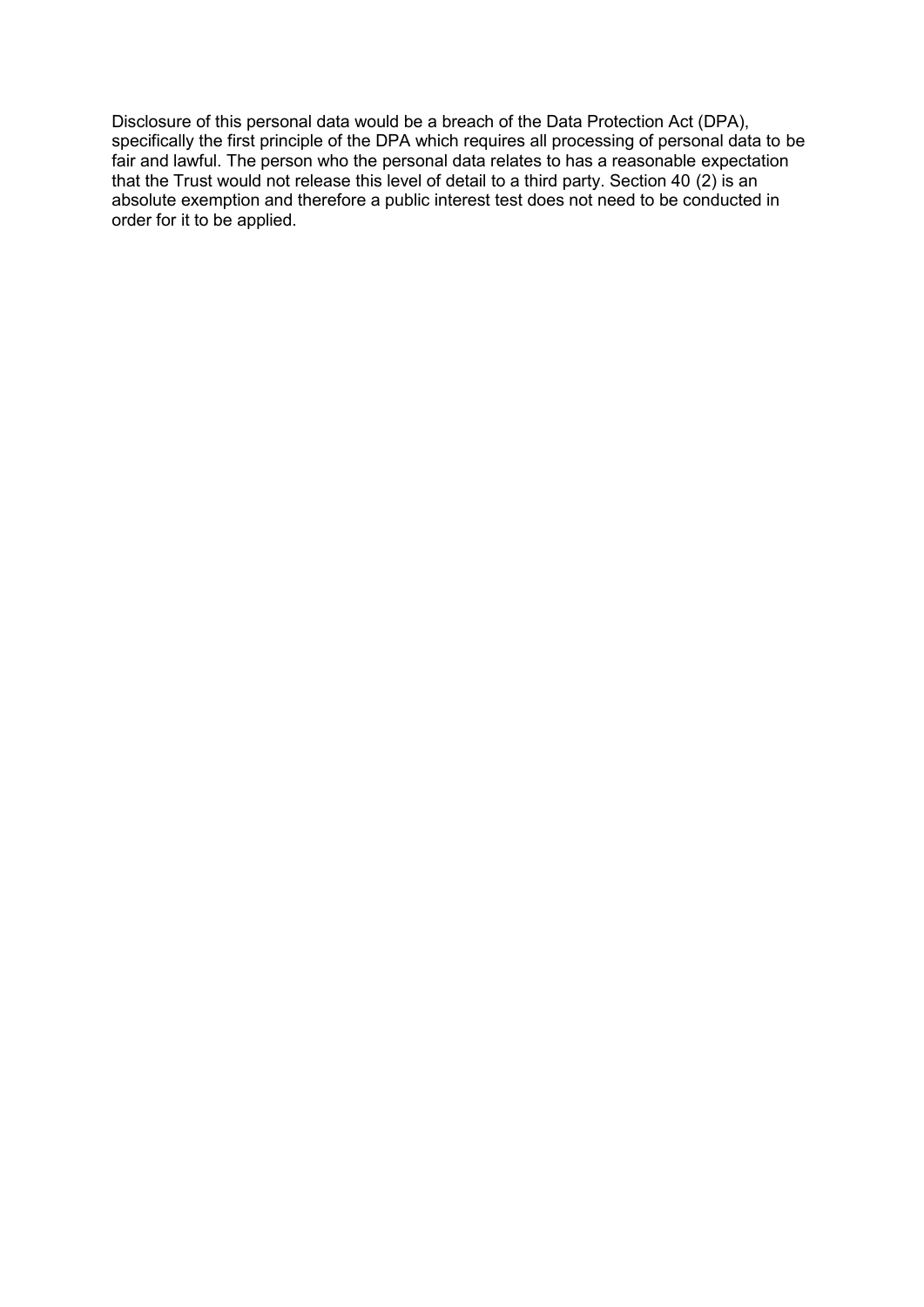Disclosure of this personal data would be a breach of the Data Protection Act (DPA), specifically the first principle of the DPA which requires all processing of personal data to be fair and lawful. The person who the personal data relates to has a reasonable expectation that the Trust would not release this level of detail to a third party. Section 40 (2) is an absolute exemption and therefore a public interest test does not need to be conducted in order for it to be applied.